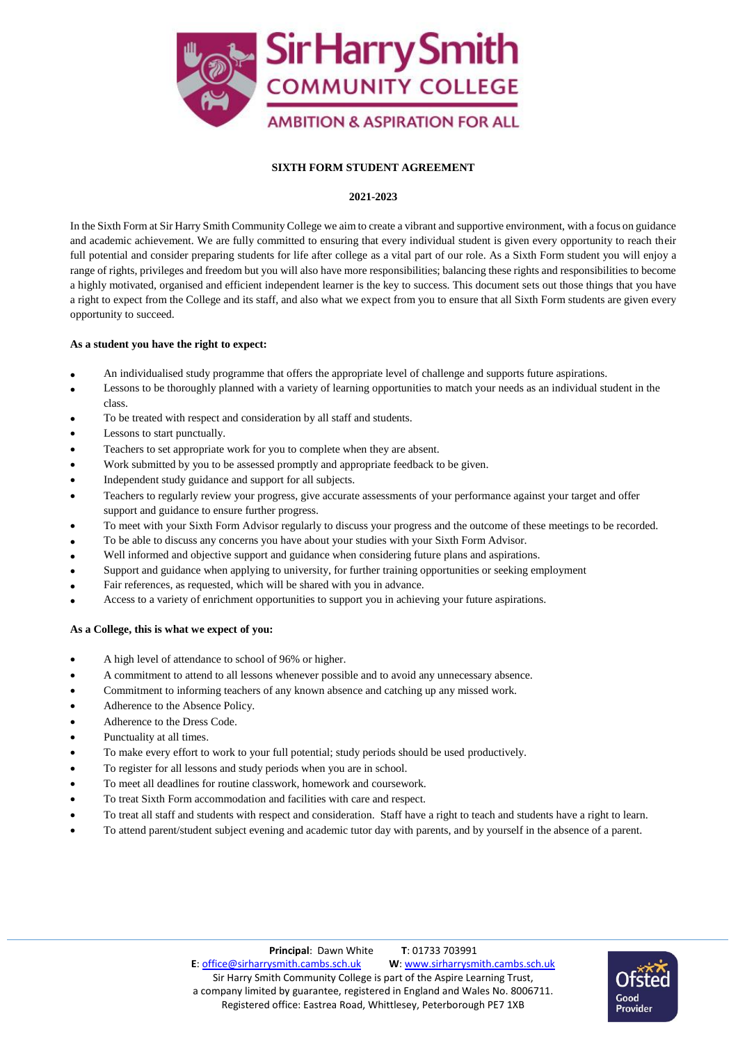Sir Harry Smith COMMUNITY COLLEGE

AMBITION & ASPIRATION FOR ALL

**SIXTH FORM STUDENT AGREEMENT**

**2021-2023**

In the Sixth Form at Sir Harry Smith Community College we aim to create a vibrant and supportive environment, with a focus on guidance and academic achievement. We are fully committed to ensuring that every individual student is given every opportunity to reach their full potential and consider preparing students for life after college as a vital part of our role. As a Sixth Form student you will enjoy a range of rights, privileges and freedom but you will also have more responsibilities; balancing these rights and responsibilities to become a highly motivated, organised and efficient independent learner is the key to success. This document sets out those things that you have a right to expect from the College and its staff, and also what we expect from you to ensure that all Sixth Form students are given every opportunity to succeed.

**As a student you have the right to expect:**

- An individualised study programme that offers the appropriate level of challenge and supports future aspirations.
- Lessons to be thoroughly planned with a variety of learning opportunities to match your needs as an individual student in the class.
- To be treated with respect and consideration by all staff and students.
- Lessons to start punctually.
- Teachers to set appropriate work for you to complete when they are absent.
- Work submitted by you to be assessed promptly and appropriate feedback to be given.
- Independent study guidance and support for all subjects.
- Teachers to regularly review your progress, give accurate assessments of your performance against your target and offer support and guidance to ensure further progress.
- To meet with your Sixth Form Advisor regularly to discuss your progress and the outcome of these meetings to be recorded.
- To be able to discuss any concerns you have about your studies with your Sixth Form Advisor.
- Well informed and objective support and guidance when considering future plans and aspirations.
- Support and guidance when applying to university, for further training opportunities or seeking employment
- Fair references, as requested, which will be shared with you in advance.
- Access to a variety of enrichment opportunities to support you in achieving your future aspirations.

**As a College, this is what we expect of you:**

- A high level of attendance to school of 96% or higher.
- A commitment to attend to all lessons whenever possible and to avoid any unnecessary absence.
- Commitment to informing teachers of any known absence and catching up any missed work.
- Adherence to the Absence Policy.
- Adherence to the Dress Code.
- Punctuality at all times.
- To make every effort to work to your full potential; study periods should be used productively.
- To register for all lessons and study periods when you are in school.
- To meet all deadlines for routine classwork, homework and coursework.
- To treat Sixth Form accommodation and facilities with care and respect.
- To treat all staff and students with respect and consideration. Staff have a right to teach and students have a right to learn.
- To attend parent/student subject evening and academic tutor day with parents, and by yourself in the absence of a parent.

**Principal**: Dawn White **T**: 01733 703991
**E**: office@sirharrysmith.cambs.sch.uk **W**: www.sirharrysmith.cambs.sch.uk
Sir Harry Smith Community College is part of the Aspire Learning Trust,
a company limited by guarantee, registered in England and Wales No. 8006711.
Registered office: Eastrea Road, Whittlesey, Peterborough PE7 1XB

Ofsted Good Provider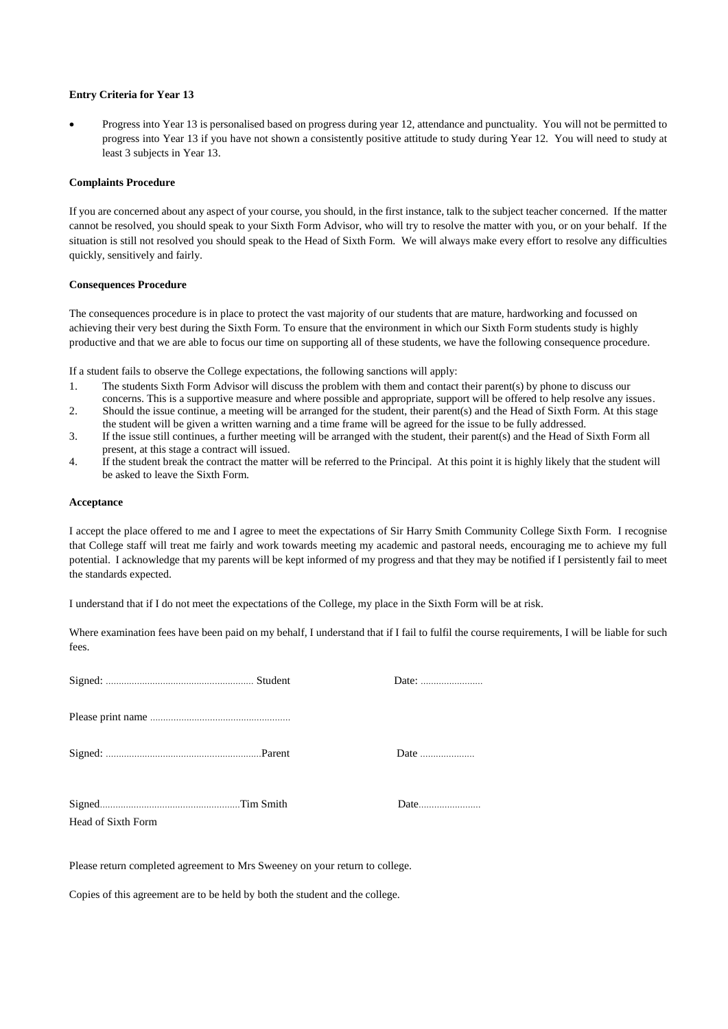**Entry Criteria for Year 13**

- Progress into Year 13 is personalised based on progress during year 12, attendance and punctuality. You will not be permitted to progress into Year 13 if you have not shown a consistently positive attitude to study during Year 12. You will need to study at least 3 subjects in Year 13.

**Complaints Procedure**

If you are concerned about any aspect of your course, you should, in the first instance, talk to the subject teacher concerned. If the matter cannot be resolved, you should speak to your Sixth Form Advisor, who will try to resolve the matter with you, or on your behalf. If the situation is still not resolved you should speak to the Head of Sixth Form. We will always make every effort to resolve any difficulties quickly, sensitively and fairly.

**Consequences Procedure**

The consequences procedure is in place to protect the vast majority of our students that are mature, hardworking and focussed on achieving their very best during the Sixth Form. To ensure that the environment in which our Sixth Form students study is highly productive and that we are able to focus our time on supporting all of these students, we have the following consequence procedure.

If a student fails to observe the College expectations, the following sanctions will apply:

1. The students Sixth Form Advisor will discuss the problem with them and contact their parent(s) by phone to discuss our concerns. This is a supportive measure and where possible and appropriate, support will be offered to help resolve any issues.
2. Should the issue continue, a meeting will be arranged for the student, their parent(s) and the Head of Sixth Form. At this stage the student will be given a written warning and a time frame will be agreed for the issue to be fully addressed.
3. If the issue still continues, a further meeting will be arranged with the student, their parent(s) and the Head of Sixth Form all present, at this stage a contract will issued.
4. If the student break the contract the matter will be referred to the Principal. At this point it is highly likely that the student will be asked to leave the Sixth Form.

**Acceptance**

I accept the place offered to me and I agree to meet the expectations of Sir Harry Smith Community College Sixth Form. I recognise that College staff will treat me fairly and work towards meeting my academic and pastoral needs, encouraging me to achieve my full potential. I acknowledge that my parents will be kept informed of my progress and that they may be notified if I persistently fail to meet the standards expected.

I understand that if I do not meet the expectations of the College, my place in the Sixth Form will be at risk.

Where examination fees have been paid on my behalf, I understand that if I fail to fulfil the course requirements, I will be liable for such fees.

Signed: ........................................................ Student                Date: ........................

Please print name ......................................................

Signed: ...........................................................Parent                Date .....................

Signed......................................................Tim Smith                Date........................
Head of Sixth Form

Please return completed agreement to Mrs Sweeney on your return to college.

Copies of this agreement are to be held by both the student and the college.